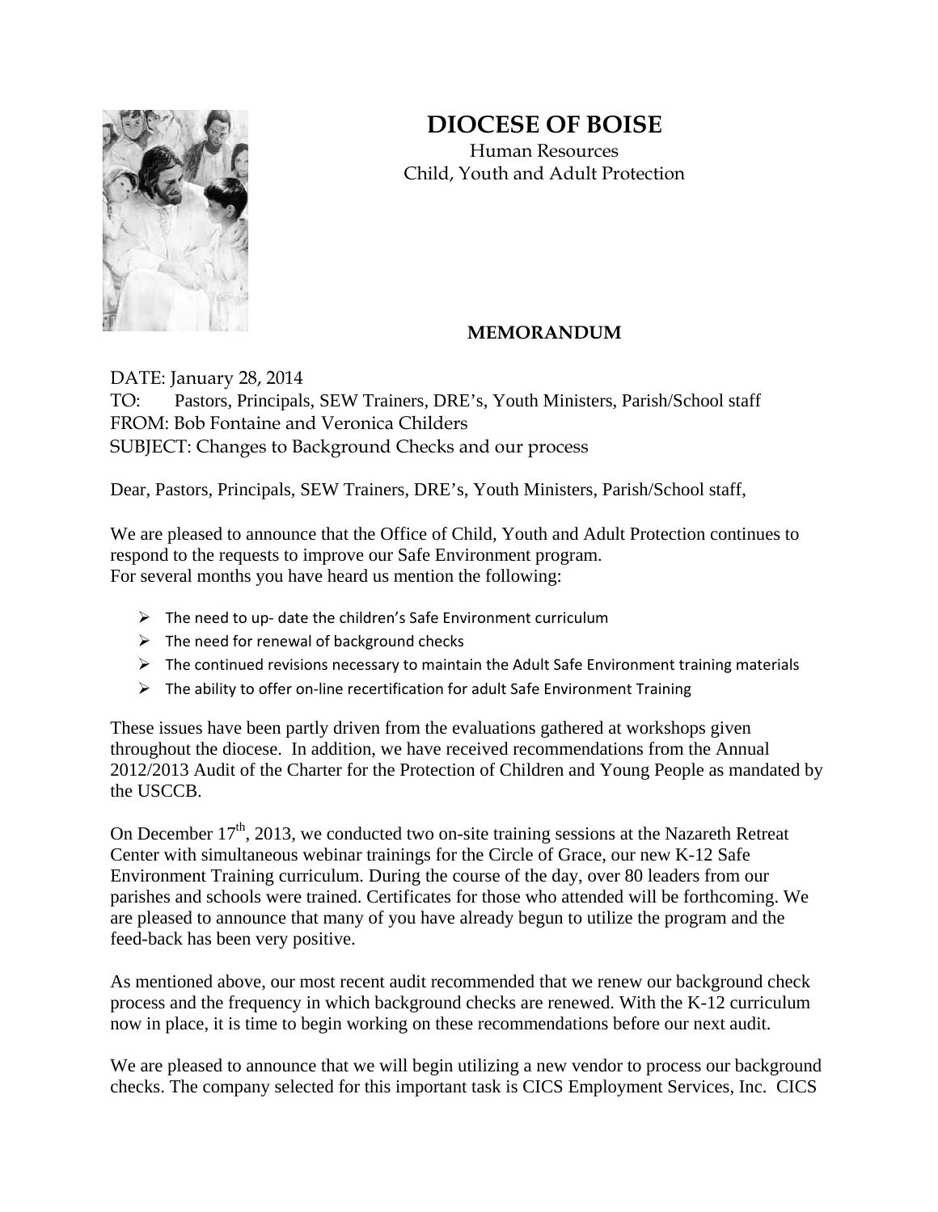# DIOCESE OF BOISE

Human Resources
Child, Youth and Adult Protection

**MEMORANDUM**

DATE: January 28, 2014
TO: Pastors, Principals, SEW Trainers, DRE's, Youth Ministers, Parish/School staff
FROM: Bob Fontaine and Veronica Childers
SUBJECT: Changes to Background Checks and our process

Dear, Pastors, Principals, SEW Trainers, DRE's, Youth Ministers, Parish/School staff,

We are pleased to announce that the Office of Child, Youth and Adult Protection continues to respond to the requests to improve our Safe Environment program.
For several months you have heard us mention the following:

- The need to up- date the children's Safe Environment curriculum
- The need for renewal of background checks
- The continued revisions necessary to maintain the Adult Safe Environment training materials
- The ability to offer on-line recertification for adult Safe Environment Training

These issues have been partly driven from the evaluations gathered at workshops given throughout the diocese. In addition, we have received recommendations from the Annual 2012/2013 Audit of the Charter for the Protection of Children and Young People as mandated by the USCCB.

On December 17th, 2013, we conducted two on-site training sessions at the Nazareth Retreat Center with simultaneous webinar trainings for the Circle of Grace, our new K-12 Safe Environment Training curriculum. During the course of the day, over 80 leaders from our parishes and schools were trained. Certificates for those who attended will be forthcoming. We are pleased to announce that many of you have already begun to utilize the program and the feed-back has been very positive.

As mentioned above, our most recent audit recommended that we renew our background check process and the frequency in which background checks are renewed. With the K-12 curriculum now in place, it is time to begin working on these recommendations before our next audit.

We are pleased to announce that we will begin utilizing a new vendor to process our background checks. The company selected for this important task is CICS Employment Services, Inc. CICS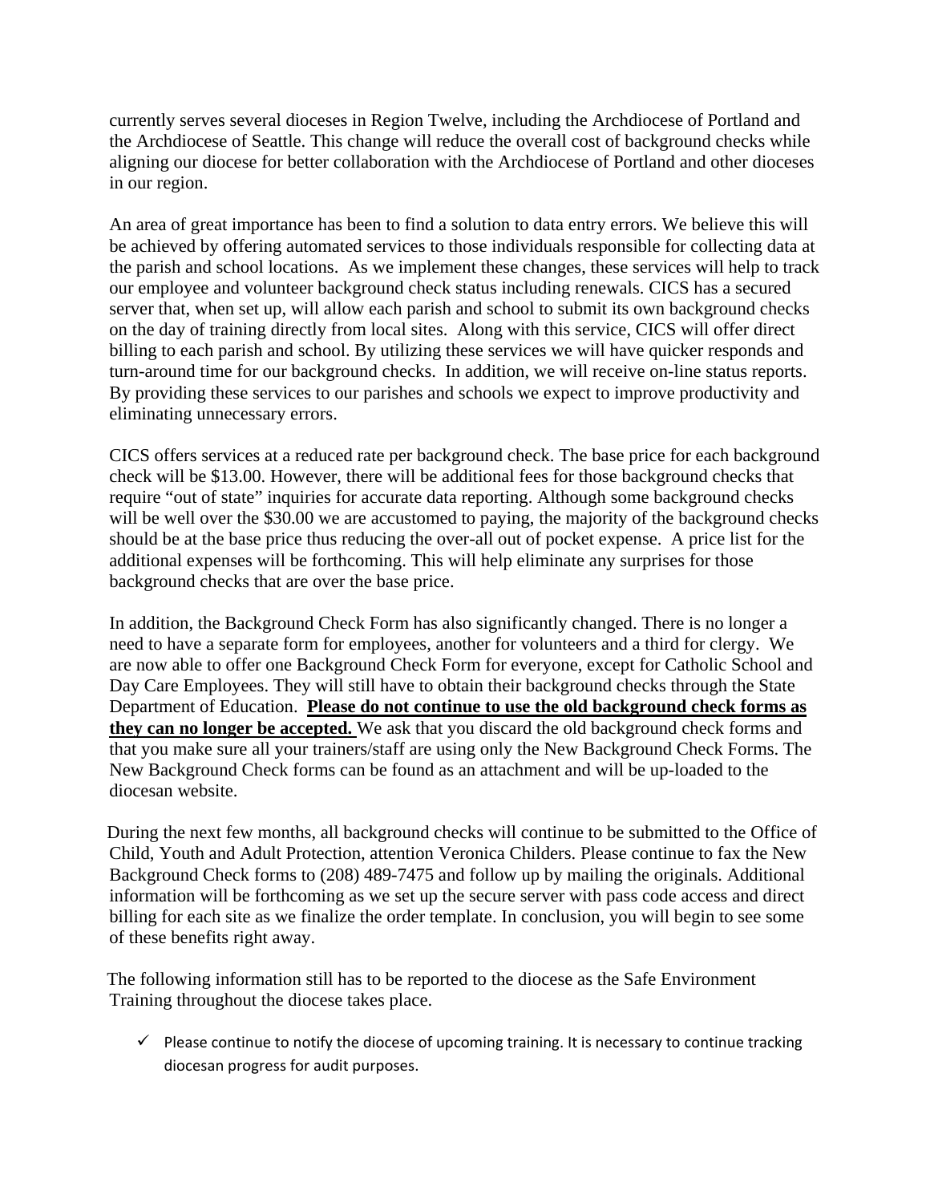currently serves several dioceses in Region Twelve, including the Archdiocese of Portland and the Archdiocese of Seattle. This change will reduce the overall cost of background checks while aligning our diocese for better collaboration with the Archdiocese of Portland and other dioceses in our region.

An area of great importance has been to find a solution to data entry errors. We believe this will be achieved by offering automated services to those individuals responsible for collecting data at the parish and school locations. As we implement these changes, these services will help to track our employee and volunteer background check status including renewals. CICS has a secured server that, when set up, will allow each parish and school to submit its own background checks on the day of training directly from local sites. Along with this service, CICS will offer direct billing to each parish and school. By utilizing these services we will have quicker responds and turn-around time for our background checks. In addition, we will receive on-line status reports. By providing these services to our parishes and schools we expect to improve productivity and eliminating unnecessary errors.

CICS offers services at a reduced rate per background check. The base price for each background check will be $13.00. However, there will be additional fees for those background checks that require "out of state" inquiries for accurate data reporting. Although some background checks will be well over the $30.00 we are accustomed to paying, the majority of the background checks should be at the base price thus reducing the over-all out of pocket expense. A price list for the additional expenses will be forthcoming. This will help eliminate any surprises for those background checks that are over the base price.

In addition, the Background Check Form has also significantly changed. There is no longer a need to have a separate form for employees, another for volunteers and a third for clergy. We are now able to offer one Background Check Form for everyone, except for Catholic School and Day Care Employees. They will still have to obtain their background checks through the State Department of Education. **<u>Please do not continue to use the old background check forms as they can no longer be accepted.</u>** We ask that you discard the old background check forms and that you make sure all your trainers/staff are using only the New Background Check Forms. The New Background Check forms can be found as an attachment and will be up-loaded to the diocesan website.

During the next few months, all background checks will continue to be submitted to the Office of Child, Youth and Adult Protection, attention Veronica Childers. Please continue to fax the New Background Check forms to (208) 489-7475 and follow up by mailing the originals. Additional information will be forthcoming as we set up the secure server with pass code access and direct billing for each site as we finalize the order template. In conclusion, you will begin to see some of these benefits right away.

The following information still has to be reported to the diocese as the Safe Environment Training throughout the diocese takes place.

- ✓ Please continue to notify the diocese of upcoming training. It is necessary to continue tracking diocesan progress for audit purposes.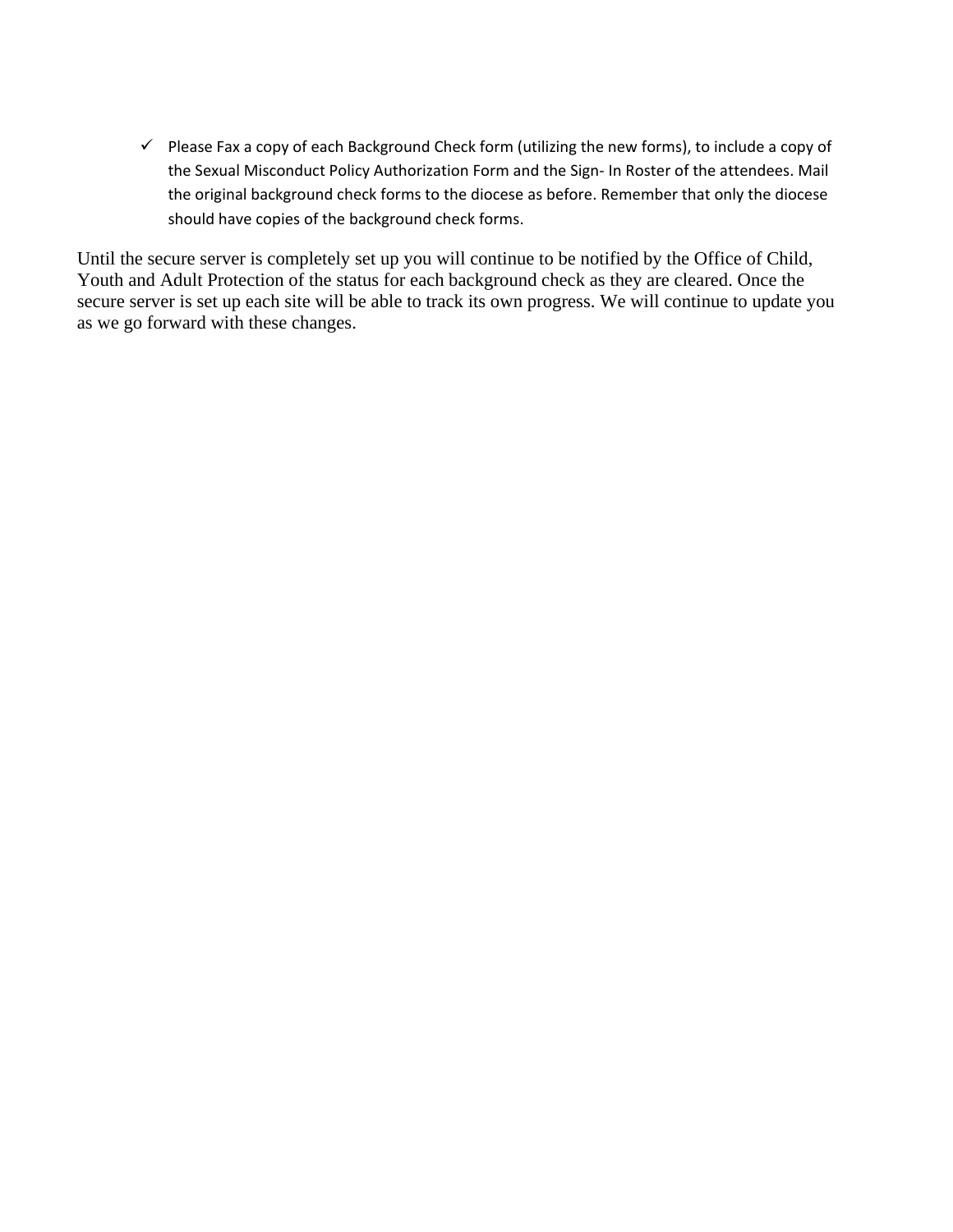- ✓ Please Fax a copy of each Background Check form (utilizing the new forms), to include a copy of the Sexual Misconduct Policy Authorization Form and the Sign- In Roster of the attendees. Mail the original background check forms to the diocese as before. Remember that only the diocese should have copies of the background check forms.

Until the secure server is completely set up you will continue to be notified by the Office of Child, Youth and Adult Protection of the status for each background check as they are cleared. Once the secure server is set up each site will be able to track its own progress. We will continue to update you as we go forward with these changes.